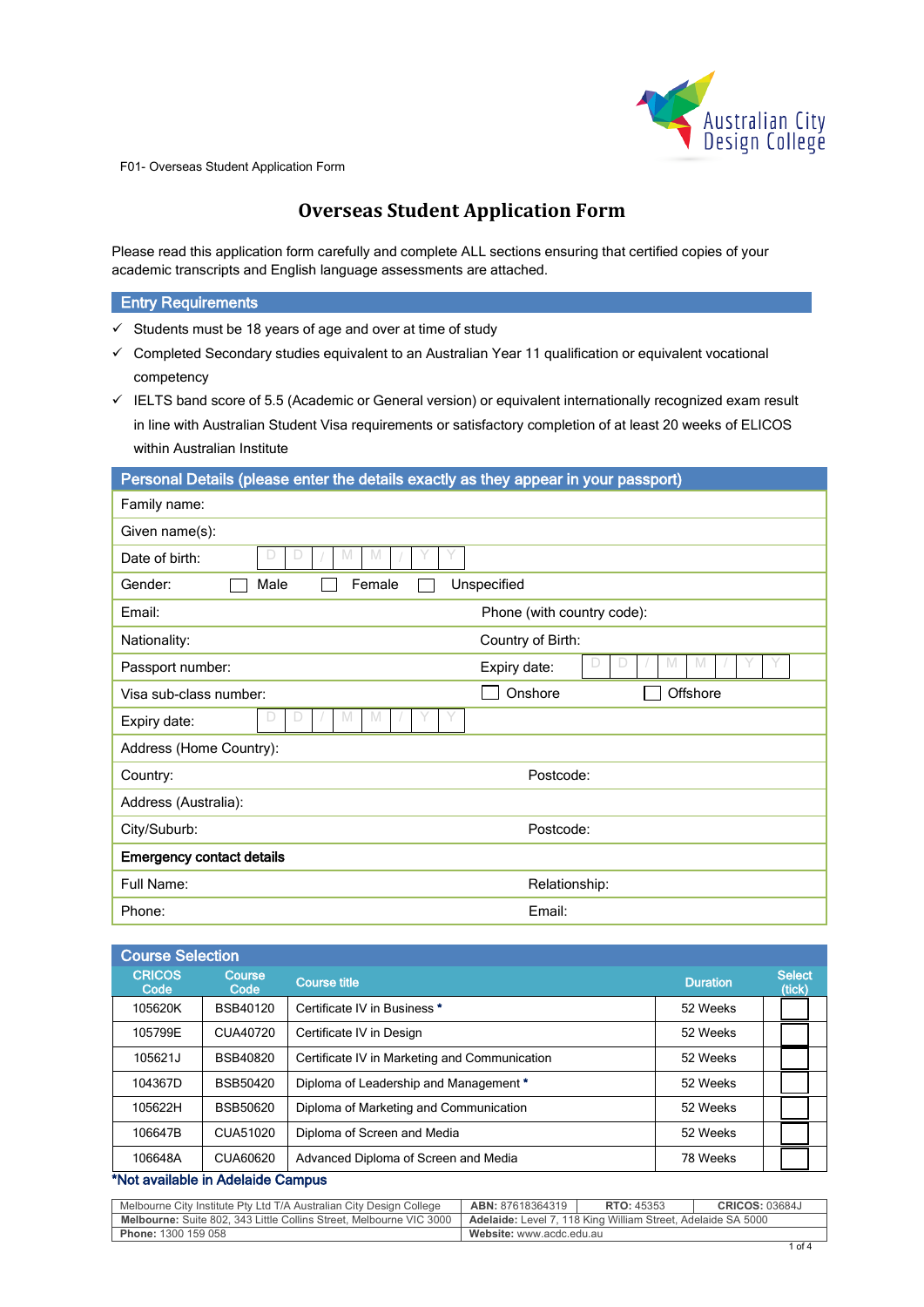F01- Overseas Student Application Form

# Overseas Student Application Form

Please read this application form carefully and complete ALL sections ensuring that certified copies of your academic transcripts and English language assessments are attached.

## Entry Requirements

- ✓ Students must be 18 years of age and over at time of study
- ✓ Completed Secondary studies equivalent to an Australian Year 11 qualification or equivalent vocational competency
- ✓ IELTS band score of 5.5 (Academic or General version) or equivalent internationally recognized exam result in line with Australian Student Visa requirements or satisfactory completion of at least 20 weeks of ELICOS within Australian Institute

## Personal Details (please enter the details exactly as they appear in your passport)

| | |
|---|---|
| Family name: | |
| Given name(s): | |
| Date of birth: D D / M M / Y Y | |
| Gender: ☐ Male ☐ Female ☐ Unspecified | |
| Email: | Phone (with country code): |
| Nationality: | Country of Birth: |
| Passport number: | Expiry date: D D / M M / Y Y |
| Visa sub-class number: | ☐ Onshore ☐ Offshore |
| Expiry date: D D / M M / Y Y | |
| Address (Home Country): | |
| Country: | Postcode: |
| Address (Australia): | |
| City/Suburb: | Postcode: |
| **Emergency contact details** | |
| Full Name: | Relationship: |
| Phone: | Email: |

## Course Selection

| CRICOS Code | Course Code | Course title | Duration | Select (tick) |
|---|---|---|---|---|
| 105620K | BSB40120 | Certificate IV in Business * | 52 Weeks | ☐ |
| 105799E | CUA40720 | Certificate IV in Design | 52 Weeks | ☐ |
| 105621J | BSB40820 | Certificate IV in Marketing and Communication | 52 Weeks | ☐ |
| 104367D | BSB50420 | Diploma of Leadership and Management * | 52 Weeks | ☐ |
| 105622H | BSB50620 | Diploma of Marketing and Communication | 52 Weeks | ☐ |
| 106647B | CUA51020 | Diploma of Screen and Media | 52 Weeks | ☐ |
| 106648A | CUA60620 | Advanced Diploma of Screen and Media | 78 Weeks | ☐ |

*Not available in Adelaide Campus

| | | | |
|---|---|---|---|
| Melbourne City Institute Pty Ltd T/A Australian City Design College | **ABN:** 87618364319 | **RTO:** 45353 | **CRICOS:** 03684J |
| **Melbourne:** Suite 802, 343 Little Collins Street, Melbourne VIC 3000 | **Adelaide:** Level 7, 118 King William Street, Adelaide SA 5000 | | |
| **Phone:** 1300 159 058 | **Website:** www.acdc.edu.au | | |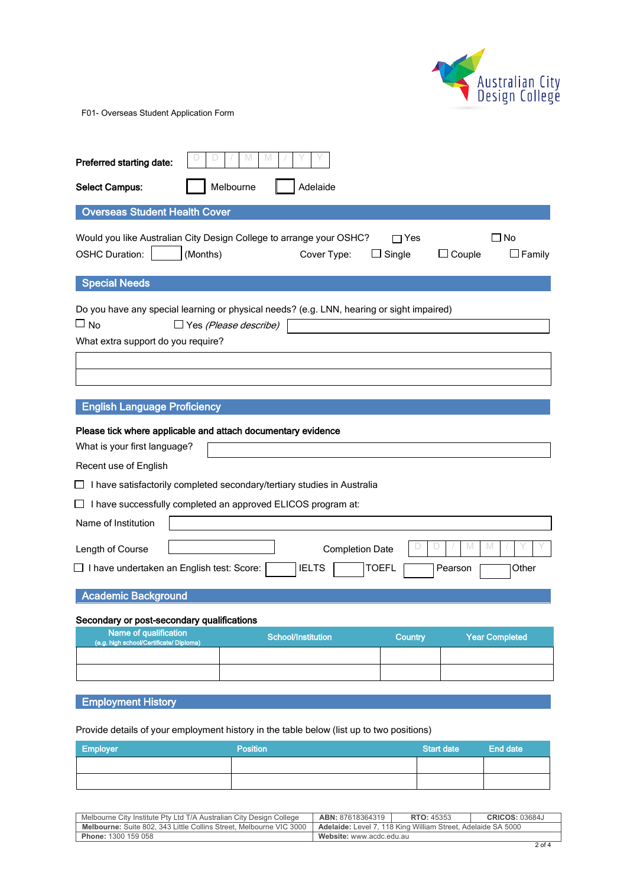F01- Overseas Student Application Form

**Preferred starting date:** D D / M M / Y Y

**Select Campus:** ☐ Melbourne ☐ Adelaide

## Overseas Student Health Cover

Would you like Australian City Design College to arrange your OSHC? ☐ Yes ☐ No

OSHC Duration: \_\_\_\_ (Months) Cover Type: ☐ Single ☐ Couple ☐ Family

## Special Needs

Do you have any special learning or physical needs? (e.g. LNN, hearing or sight impaired)

☐ No ☐ Yes *(Please describe)* \_\_\_\_\_\_\_\_\_\_

What extra support do you require?

\_\_\_\_\_\_\_\_\_\_

\_\_\_\_\_\_\_\_\_\_

## English Language Proficiency

**Please tick where applicable and attach documentary evidence**

What is your first language? \_\_\_\_\_\_\_\_\_\_

Recent use of English

☐ I have satisfactorily completed secondary/tertiary studies in Australia

☐ I have successfully completed an approved ELICOS program at:

Name of Institution \_\_\_\_\_\_\_\_\_\_

Length of Course \_\_\_\_\_\_\_\_\_\_ Completion Date D D / M M / Y Y

☐ I have undertaken an English test: Score: \_\_\_\_ IELTS \_\_\_\_ TOEFL \_\_\_\_ Pearson \_\_\_\_ Other

## Academic Background

**Secondary or post-secondary qualifications**

| Name of qualification (e.g. high school/Certificate/ Diploma) | School/Institution | Country | Year Completed |
|---|---|---|---|
| | | | |
| | | | |

## Employment History

Provide details of your employment history in the table below (list up to two positions)

| Employer | Position | Start date | End date |
|---|---|---|---|
| | | | |
| | | | |

| Melbourne City Institute Pty Ltd T/A Australian City Design College | ABN: 87618364319 | RTO: 45353 | CRICOS: 03684J |
|---|---|---|---|
| **Melbourne:** Suite 802, 343 Little Collins Street, Melbourne VIC 3000 | **Adelaide:** Level 7, 118 King William Street, Adelaide SA 5000 | | |
| **Phone:** 1300 159 058 | **Website:** www.acdc.edu.au | | |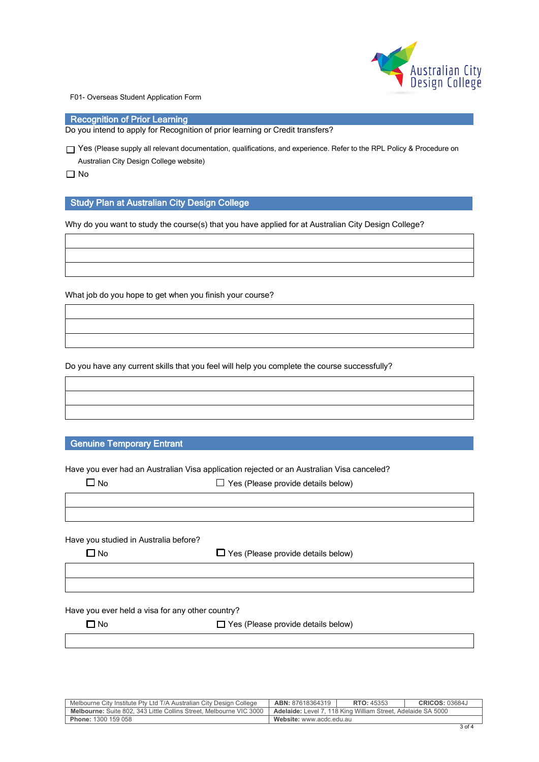F01- Overseas Student Application Form

## Recognition of Prior Learning

Do you intend to apply for Recognition of prior learning or Credit transfers?

☐ Yes (Please supply all relevant documentation, qualifications, and experience. Refer to the RPL Policy & Procedure on Australian City Design College website)

☐ No

## Study Plan at Australian City Design College

Why do you want to study the course(s) that you have applied for at Australian City Design College?

| |
|---|
| |
| |
| |

What job do you hope to get when you finish your course?

| |
|---|
| |
| |
| |

Do you have any current skills that you feel will help you complete the course successfully?

| |
|---|
| |
| |
| |

## Genuine Temporary Entrant

Have you ever had an Australian Visa application rejected or an Australian Visa canceled?

☐ No ☐ Yes (Please provide details below)

| |
|---|
| |
| |

Have you studied in Australia before?

☐ No ☐ Yes (Please provide details below)

| |
|---|
| |
| |

Have you ever held a visa for any other country?

☐ No ☐ Yes (Please provide details below)

| |
|---|
| |

| Melbourne City Institute Pty Ltd T/A Australian City Design College | **ABN:** 87618364319 | **RTO:** 45353 | **CRICOS:** 03684J |
|---|---|---|---|
| **Melbourne:** Suite 802, 343 Little Collins Street, Melbourne VIC 3000 | **Adelaide:** Level 7, 118 King William Street, Adelaide SA 5000 | | |
| **Phone:** 1300 159 058 | **Website:** www.acdc.edu.au | | |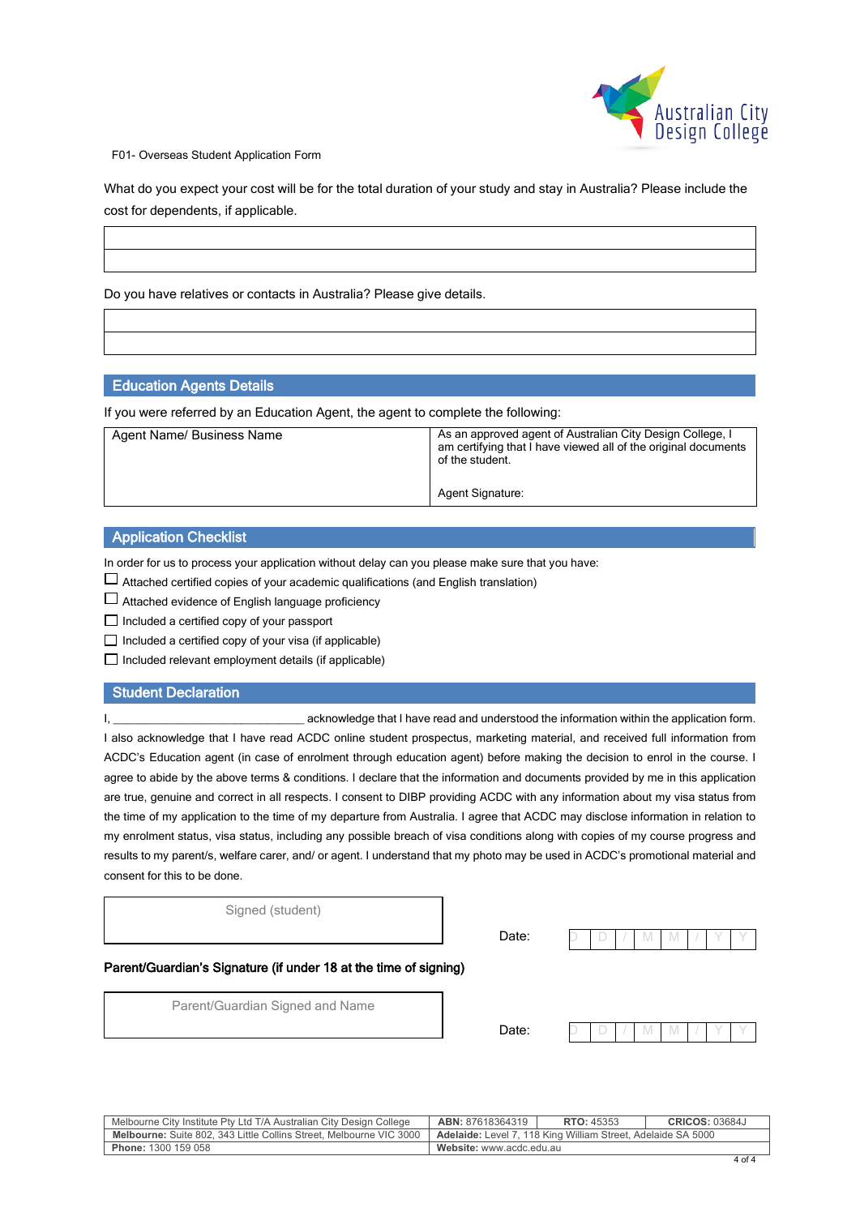F01- Overseas Student Application Form

What do you expect your cost will be for the total duration of your study and stay in Australia? Please include the cost for dependents, if applicable.

| |
|---|
| |
| |

Do you have relatives or contacts in Australia? Please give details.

| |
|---|
| |
| |

## Education Agents Details

If you were referred by an Education Agent, the agent to complete the following:

| | |
|---|---|
| Agent Name/ Business Name | As an approved agent of Australian City Design College, I am certifying that I have viewed all of the original documents of the student.<br><br>Agent Signature: |

## Application Checklist

In order for us to process your application without delay can you please make sure that you have:

- ☐ Attached certified copies of your academic qualifications (and English translation)
- ☐ Attached evidence of English language proficiency
- ☐ Included a certified copy of your passport
- ☐ Included a certified copy of your visa (if applicable)
- ☐ Included relevant employment details (if applicable)

## Student Declaration

I, ______________________________ acknowledge that I have read and understood the information within the application form. I also acknowledge that I have read ACDC online student prospectus, marketing material, and received full information from ACDC's Education agent (in case of enrolment through education agent) before making the decision to enrol in the course. I agree to abide by the above terms & conditions. I declare that the information and documents provided by me in this application are true, genuine and correct in all respects. I consent to DIBP providing ACDC with any information about my visa status from the time of my application to the time of my departure from Australia. I agree that ACDC may disclose information in relation to my enrolment status, visa status, including any possible breach of visa conditions along with copies of my course progress and results to my parent/s, welfare carer, and/ or agent. I understand that my photo may be used in ACDC's promotional material and consent for this to be done.

Signed (student)

Date: D D / M M / Y Y

**Parent/Guardian's Signature (if under 18 at the time of signing)**

Parent/Guardian Signed and Name

Date: D D / M M / Y Y

| | | | |
|---|---|---|---|
| Melbourne City Institute Pty Ltd T/A Australian City Design College | **ABN:** 87618364319 | **RTO:** 45353 | **CRICOS:** 03684J |
| **Melbourne:** Suite 802, 343 Little Collins Street, Melbourne VIC 3000 | **Adelaide:** Level 7, 118 King William Street, Adelaide SA 5000 | | |
| **Phone:** 1300 159 058 | **Website:** www.acdc.edu.au | | |